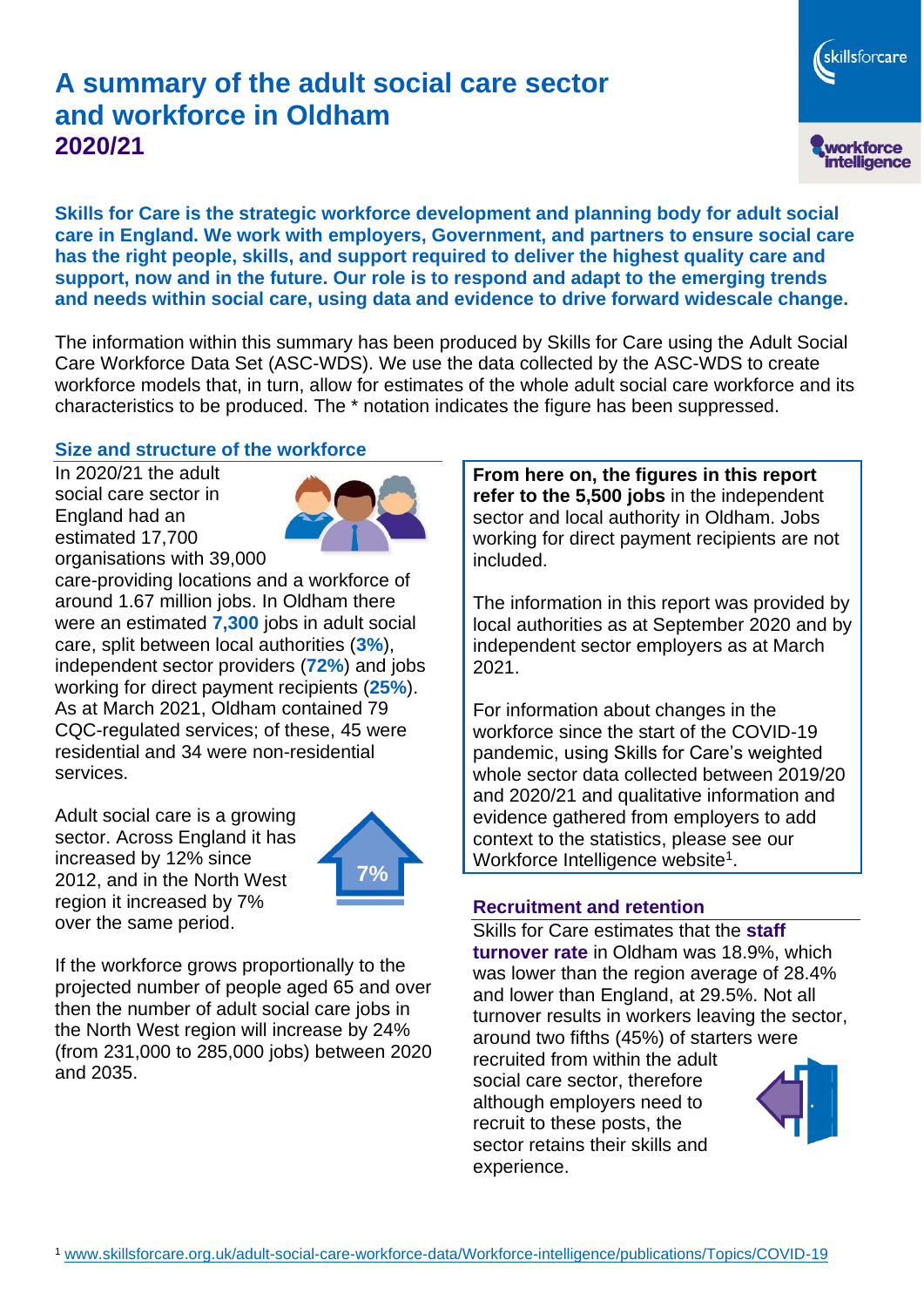# A summary of the adult social care sector and workforce in Oldham

## 2020/21

**Skills for Care is the strategic workforce development and planning body for adult social care in England. We work with employers, Government, and partners to ensure social care has the right people, skills, and support required to deliver the highest quality care and support, now and in the future. Our role is to respond and adapt to the emerging trends and needs within social care, using data and evidence to drive forward widescale change.**

The information within this summary has been produced by Skills for Care using the Adult Social Care Workforce Data Set (ASC-WDS). We use the data collected by the ASC-WDS to create workforce models that, in turn, allow for estimates of the whole adult social care workforce and its characteristics to be produced. The * notation indicates the figure has been suppressed.

### Size and structure of the workforce

In 2020/21 the adult social care sector in England had an estimated 17,700 organisations with 39,000 care-providing locations and a workforce of around 1.67 million jobs. In Oldham there were an estimated **7,300** jobs in adult social care, split between local authorities (**3%**), independent sector providers (**72%**) and jobs working for direct payment recipients (**25%**). As at March 2021, Oldham contained 79 CQC-regulated services; of these, 45 were residential and 34 were non-residential services.

Adult social care is a growing sector. Across England it has increased by 12% since 2012, and in the North West region it increased by 7% over the same period.

7%

If the workforce grows proportionally to the projected number of people aged 65 and over then the number of adult social care jobs in the North West region will increase by 24% (from 231,000 to 285,000 jobs) between 2020 and 2035.

**From here on, the figures in this report refer to the 5,500 jobs** in the independent sector and local authority in Oldham. Jobs working for direct payment recipients are not included.

The information in this report was provided by local authorities as at September 2020 and by independent sector employers as at March 2021.

For information about changes in the workforce since the start of the COVID-19 pandemic, using Skills for Care's weighted whole sector data collected between 2019/20 and 2020/21 and qualitative information and evidence gathered from employers to add context to the statistics, please see our Workforce Intelligence website[1].

### Recruitment and retention

Skills for Care estimates that the **staff turnover rate** in Oldham was 18.9%, which was lower than the region average of 28.4% and lower than England, at 29.5%. Not all turnover results in workers leaving the sector, around two fifths (45%) of starters were recruited from within the adult social care sector, therefore although employers need to recruit to these posts, the sector retains their skills and experience.

[1] www.skillsforcare.org.uk/adult-social-care-workforce-data/Workforce-intelligence/publications/Topics/COVID-19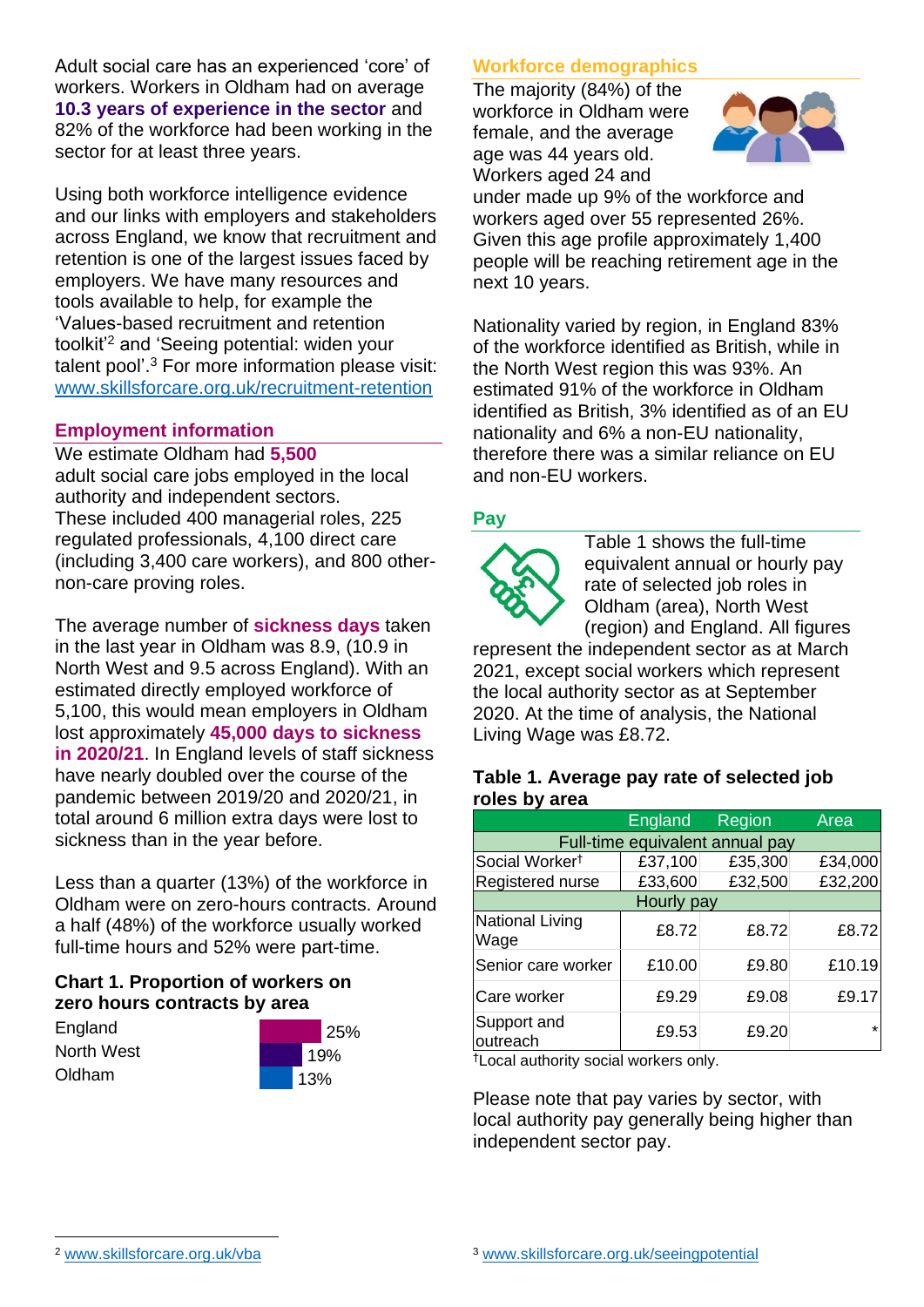Adult social care has an experienced 'core' of workers. Workers in Oldham had on average **10.3 years of experience in the sector** and 82% of the workforce had been working in the sector for at least three years.

Using both workforce intelligence evidence and our links with employers and stakeholders across England, we know that recruitment and retention is one of the largest issues faced by employers. We have many resources and tools available to help, for example the 'Values-based recruitment and retention toolkit'[2] and 'Seeing potential: widen your talent pool'.[3] For more information please visit: www.skillsforcare.org.uk/recruitment-retention

## Employment information

We estimate Oldham had **5,500** adult social care jobs employed in the local authority and independent sectors. These included 400 managerial roles, 225 regulated professionals, 4,100 direct care (including 3,400 care workers), and 800 other-non-care proving roles.

The average number of **sickness days** taken in the last year in Oldham was 8.9, (10.9 in North West and 9.5 across England). With an estimated directly employed workforce of 5,100, this would mean employers in Oldham lost approximately **45,000 days to sickness in 2020/21**. In England levels of staff sickness have nearly doubled over the course of the pandemic between 2019/20 and 2020/21, in total around 6 million extra days were lost to sickness than in the year before.

Less than a quarter (13%) of the workforce in Oldham were on zero-hours contracts. Around a half (48%) of the workforce usually worked full-time hours and 52% were part-time.

**Chart 1. Proportion of workers on zero hours contracts by area**

| Area | Proportion |
|---|---|
| England | 25% |
| North West | 19% |
| Oldham | 13% |

## Workforce demographics

The majority (84%) of the workforce in Oldham were female, and the average age was 44 years old. Workers aged 24 and under made up 9% of the workforce and workers aged over 55 represented 26%. Given this age profile approximately 1,400 people will be reaching retirement age in the next 10 years.

Nationality varied by region, in England 83% of the workforce identified as British, while in the North West region this was 93%. An estimated 91% of the workforce in Oldham identified as British, 3% identified as of an EU nationality and 6% a non-EU nationality, therefore there was a similar reliance on EU and non-EU workers.

## Pay

Table 1 shows the full-time equivalent annual or hourly pay rate of selected job roles in Oldham (area), North West (region) and England. All figures represent the independent sector as at March 2021, except social workers which represent the local authority sector as at September 2020. At the time of analysis, the National Living Wage was £8.72.

**Table 1. Average pay rate of selected job roles by area**

| | England | Region | Area |
|---|---|---|---|
| **Full-time equivalent annual pay** | | | |
| Social Worker† | £37,100 | £35,300 | £34,000 |
| Registered nurse | £33,600 | £32,500 | £32,200 |
| **Hourly pay** | | | |
| National Living Wage | £8.72 | £8.72 | £8.72 |
| Senior care worker | £10.00 | £9.80 | £10.19 |
| Care worker | £9.29 | £9.08 | £9.17 |
| Support and outreach | £9.53 | £9.20 | * |

†Local authority social workers only.

Please note that pay varies by sector, with local authority pay generally being higher than independent sector pay.

[2] www.skillsforcare.org.uk/vba

[3] www.skillsforcare.org.uk/seeingpotential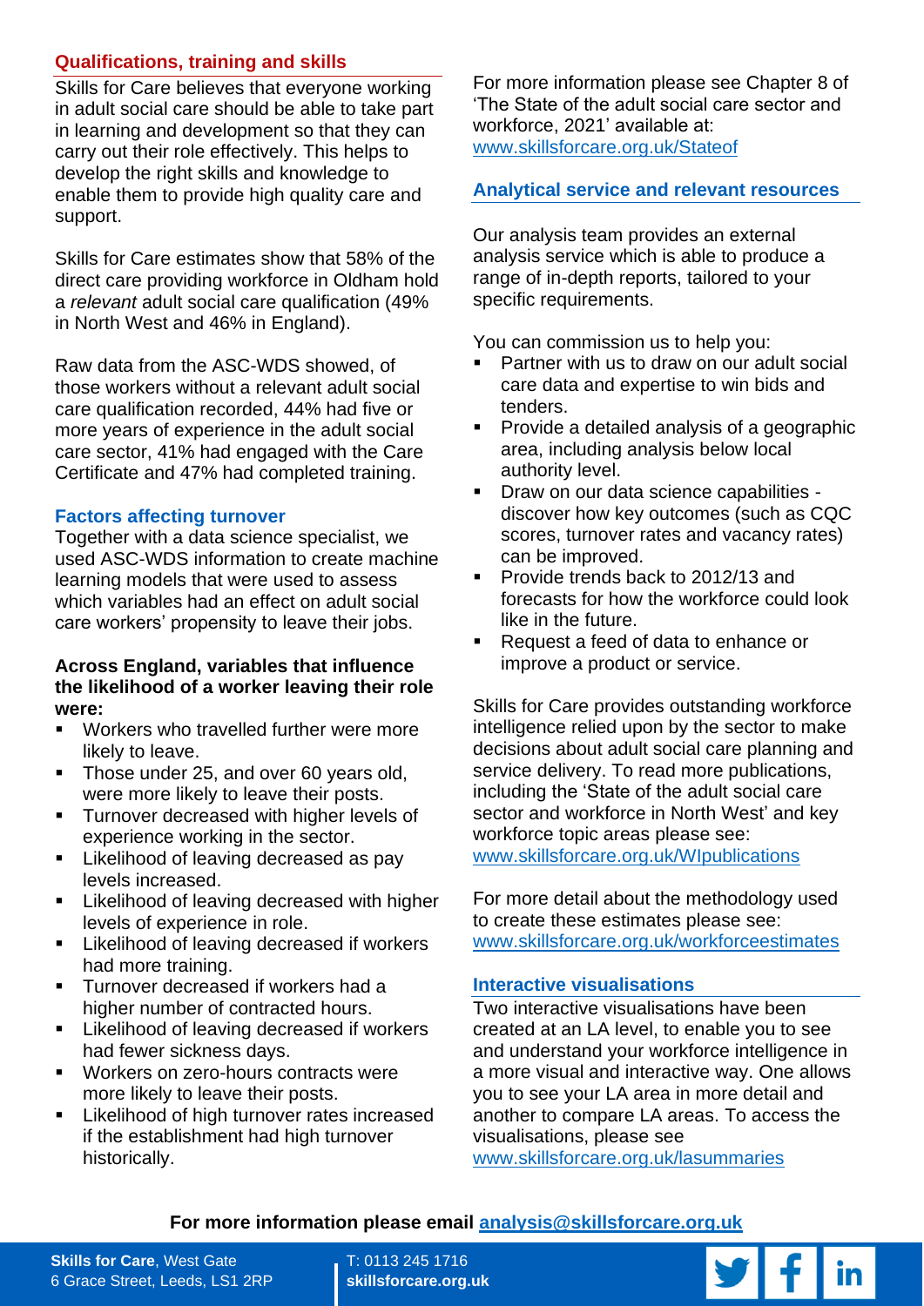## Qualifications, training and skills

Skills for Care believes that everyone working in adult social care should be able to take part in learning and development so that they can carry out their role effectively. This helps to develop the right skills and knowledge to enable them to provide high quality care and support.

Skills for Care estimates show that 58% of the direct care providing workforce in Oldham hold a *relevant* adult social care qualification (49% in North West and 46% in England).

Raw data from the ASC-WDS showed, of those workers without a relevant adult social care qualification recorded, 44% had five or more years of experience in the adult social care sector, 41% had engaged with the Care Certificate and 47% had completed training.

## Factors affecting turnover

Together with a data science specialist, we used ASC-WDS information to create machine learning models that were used to assess which variables had an effect on adult social care workers' propensity to leave their jobs.

**Across England, variables that influence the likelihood of a worker leaving their role were:**

- Workers who travelled further were more likely to leave.
- Those under 25, and over 60 years old, were more likely to leave their posts.
- Turnover decreased with higher levels of experience working in the sector.
- Likelihood of leaving decreased as pay levels increased.
- Likelihood of leaving decreased with higher levels of experience in role.
- Likelihood of leaving decreased if workers had more training.
- Turnover decreased if workers had a higher number of contracted hours.
- Likelihood of leaving decreased if workers had fewer sickness days.
- Workers on zero-hours contracts were more likely to leave their posts.
- Likelihood of high turnover rates increased if the establishment had high turnover historically.

For more information please see Chapter 8 of 'The State of the adult social care sector and workforce, 2021' available at: www.skillsforcare.org.uk/Stateof

## Analytical service and relevant resources

Our analysis team provides an external analysis service which is able to produce a range of in-depth reports, tailored to your specific requirements.

You can commission us to help you:

- Partner with us to draw on our adult social care data and expertise to win bids and tenders.
- Provide a detailed analysis of a geographic area, including analysis below local authority level.
- Draw on our data science capabilities - discover how key outcomes (such as CQC scores, turnover rates and vacancy rates) can be improved.
- Provide trends back to 2012/13 and forecasts for how the workforce could look like in the future.
- Request a feed of data to enhance or improve a product or service.

Skills for Care provides outstanding workforce intelligence relied upon by the sector to make decisions about adult social care planning and service delivery. To read more publications, including the 'State of the adult social care sector and workforce in North West' and key workforce topic areas please see: www.skillsforcare.org.uk/WIpublications

For more detail about the methodology used to create these estimates please see: www.skillsforcare.org.uk/workforceestimates

## Interactive visualisations

Two interactive visualisations have been created at an LA level, to enable you to see and understand your workforce intelligence in a more visual and interactive way. One allows you to see your LA area in more detail and another to compare LA areas. To access the visualisations, please see www.skillsforcare.org.uk/lasummaries

**For more information please email analysis@skillsforcare.org.uk**

**Skills for Care**, West Gate
6 Grace Street, Leeds, LS1 2RP

T: 0113 245 1716
**skillsforcare.org.uk**